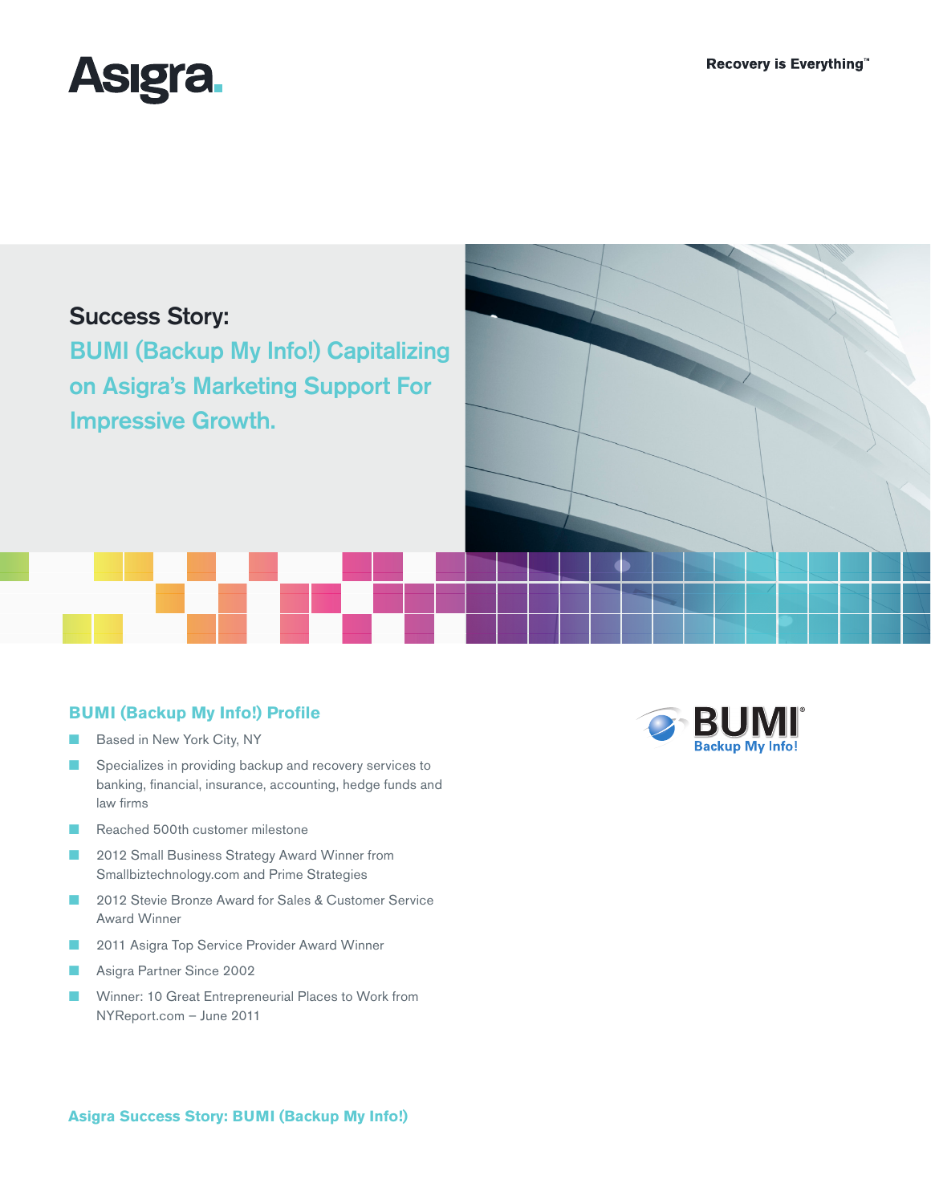Asigra

Recovery is Everything™

# Success Story:

## BUMI (Backup My Info!) Capitalizing on Asigra's Marketing Support For Impressive Growth.

### BUMI (Backup My Info!) Profile

- Based in New York City, NY
- Specializes in providing backup and recovery services to banking, financial, insurance, accounting, hedge funds and law firms
- Reached 500th customer milestone
- 2012 Small Business Strategy Award Winner from Smallbiztechnology.com and Prime Strategies
- 2012 Stevie Bronze Award for Sales & Customer Service Award Winner
- 2011 Asigra Top Service Provider Award Winner
- Asigra Partner Since 2002
- Winner: 10 Great Entrepreneurial Places to Work from NYReport.com – June 2011

BUMI®
Backup My Info!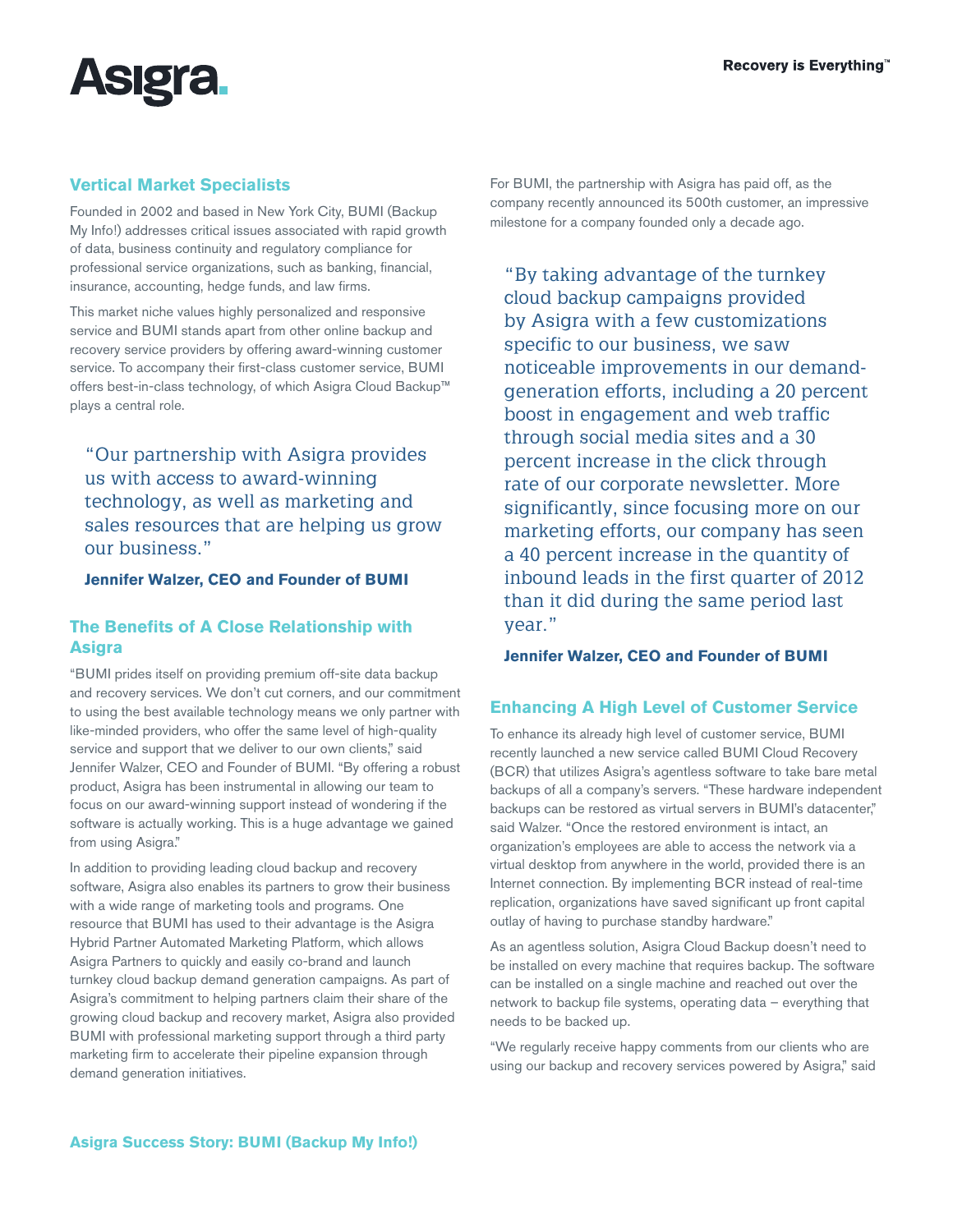## Vertical Market Specialists

Founded in 2002 and based in New York City, BUMI (Backup My Info!) addresses critical issues associated with rapid growth of data, business continuity and regulatory compliance for professional service organizations, such as banking, financial, insurance, accounting, hedge funds, and law firms.

This market niche values highly personalized and responsive service and BUMI stands apart from other online backup and recovery service providers by offering award-winning customer service. To accompany their first-class customer service, BUMI offers best-in-class technology, of which Asigra Cloud Backup™ plays a central role.

> "Our partnership with Asigra provides us with access to award-winning technology, as well as marketing and sales resources that are helping us grow our business."
>
> **Jennifer Walzer, CEO and Founder of BUMI**

## The Benefits of A Close Relationship with Asigra

"BUMI prides itself on providing premium off-site data backup and recovery services. We don't cut corners, and our commitment to using the best available technology means we only partner with like-minded providers, who offer the same level of high-quality service and support that we deliver to our own clients," said Jennifer Walzer, CEO and Founder of BUMI. "By offering a robust product, Asigra has been instrumental in allowing our team to focus on our award-winning support instead of wondering if the software is actually working. This is a huge advantage we gained from using Asigra."

In addition to providing leading cloud backup and recovery software, Asigra also enables its partners to grow their business with a wide range of marketing tools and programs. One resource that BUMI has used to their advantage is the Asigra Hybrid Partner Automated Marketing Platform, which allows Asigra Partners to quickly and easily co-brand and launch turnkey cloud backup demand generation campaigns. As part of Asigra's commitment to helping partners claim their share of the growing cloud backup and recovery market, Asigra also provided BUMI with professional marketing support through a third party marketing firm to accelerate their pipeline expansion through demand generation initiatives.

For BUMI, the partnership with Asigra has paid off, as the company recently announced its 500th customer, an impressive milestone for a company founded only a decade ago.

> "By taking advantage of the turnkey cloud backup campaigns provided by Asigra with a few customizations specific to our business, we saw noticeable improvements in our demand-generation efforts, including a 20 percent boost in engagement and web traffic through social media sites and a 30 percent increase in the click through rate of our corporate newsletter. More significantly, since focusing more on our marketing efforts, our company has seen a 40 percent increase in the quantity of inbound leads in the first quarter of 2012 than it did during the same period last year."
>
> **Jennifer Walzer, CEO and Founder of BUMI**

## Enhancing A High Level of Customer Service

To enhance its already high level of customer service, BUMI recently launched a new service called BUMI Cloud Recovery (BCR) that utilizes Asigra's agentless software to take bare metal backups of all a company's servers. "These hardware independent backups can be restored as virtual servers in BUMI's datacenter," said Walzer. "Once the restored environment is intact, an organization's employees are able to access the network via a virtual desktop from anywhere in the world, provided there is an Internet connection. By implementing BCR instead of real-time replication, organizations have saved significant up front capital outlay of having to purchase standby hardware."

As an agentless solution, Asigra Cloud Backup doesn't need to be installed on every machine that requires backup. The software can be installed on a single machine and reached out over the network to backup file systems, operating data – everything that needs to be backed up.

"We regularly receive happy comments from our clients who are using our backup and recovery services powered by Asigra," said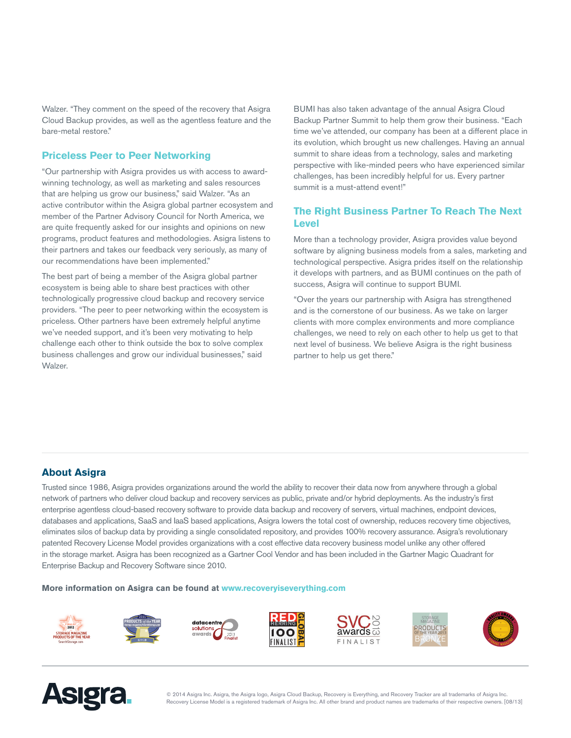Walzer. "They comment on the speed of the recovery that Asigra Cloud Backup provides, as well as the agentless feature and the bare-metal restore."

## Priceless Peer to Peer Networking

"Our partnership with Asigra provides us with access to award-winning technology, as well as marketing and sales resources that are helping us grow our business," said Walzer. "As an active contributor within the Asigra global partner ecosystem and member of the Partner Advisory Council for North America, we are quite frequently asked for our insights and opinions on new programs, product features and methodologies. Asigra listens to their partners and takes our feedback very seriously, as many of our recommendations have been implemented."

The best part of being a member of the Asigra global partner ecosystem is being able to share best practices with other technologically progressive cloud backup and recovery service providers. "The peer to peer networking within the ecosystem is priceless. Other partners have been extremely helpful anytime we've needed support, and it's been very motivating to help challenge each other to think outside the box to solve complex business challenges and grow our individual businesses," said Walzer.

BUMI has also taken advantage of the annual Asigra Cloud Backup Partner Summit to help them grow their business. "Each time we've attended, our company has been at a different place in its evolution, which brought us new challenges. Having an annual summit to share ideas from a technology, sales and marketing perspective with like-minded peers who have experienced similar challenges, has been incredibly helpful for us. Every partner summit is a must-attend event!"

## The Right Business Partner To Reach The Next Level

More than a technology provider, Asigra provides value beyond software by aligning business models from a sales, marketing and technological perspective. Asigra prides itself on the relationship it develops with partners, and as BUMI continues on the path of success, Asigra will continue to support BUMI.

"Over the years our partnership with Asigra has strengthened and is the cornerstone of our business. As we take on larger clients with more complex environments and more compliance challenges, we need to rely on each other to help us get to that next level of business. We believe Asigra is the right business partner to help us get there."

## About Asigra

Trusted since 1986, Asigra provides organizations around the world the ability to recover their data now from anywhere through a global network of partners who deliver cloud backup and recovery services as public, private and/or hybrid deployments. As the industry's first enterprise agentless cloud-based recovery software to provide data backup and recovery of servers, virtual machines, endpoint devices, databases and applications, SaaS and IaaS based applications, Asigra lowers the total cost of ownership, reduces recovery time objectives, eliminates silos of backup data by providing a single consolidated repository, and provides 100% recovery assurance. Asigra's revolutionary patented Recovery License Model provides organizations with a cost effective data recovery business model unlike any other offered in the storage market. Asigra has been recognized as a Gartner Cool Vendor and has been included in the Gartner Magic Quadrant for Enterprise Backup and Recovery Software since 2010.

**More information on Asigra can be found at www.recoveryiseverything.com**

Asigra.

© 2014 Asigra Inc. Asigra, the Asigra logo, Asigra Cloud Backup, Recovery is Everything, and Recovery Tracker are all trademarks of Asigra Inc. Recovery License Model is a registered trademark of Asigra Inc. All other brand and product names are trademarks of their respective owners. [08/13]